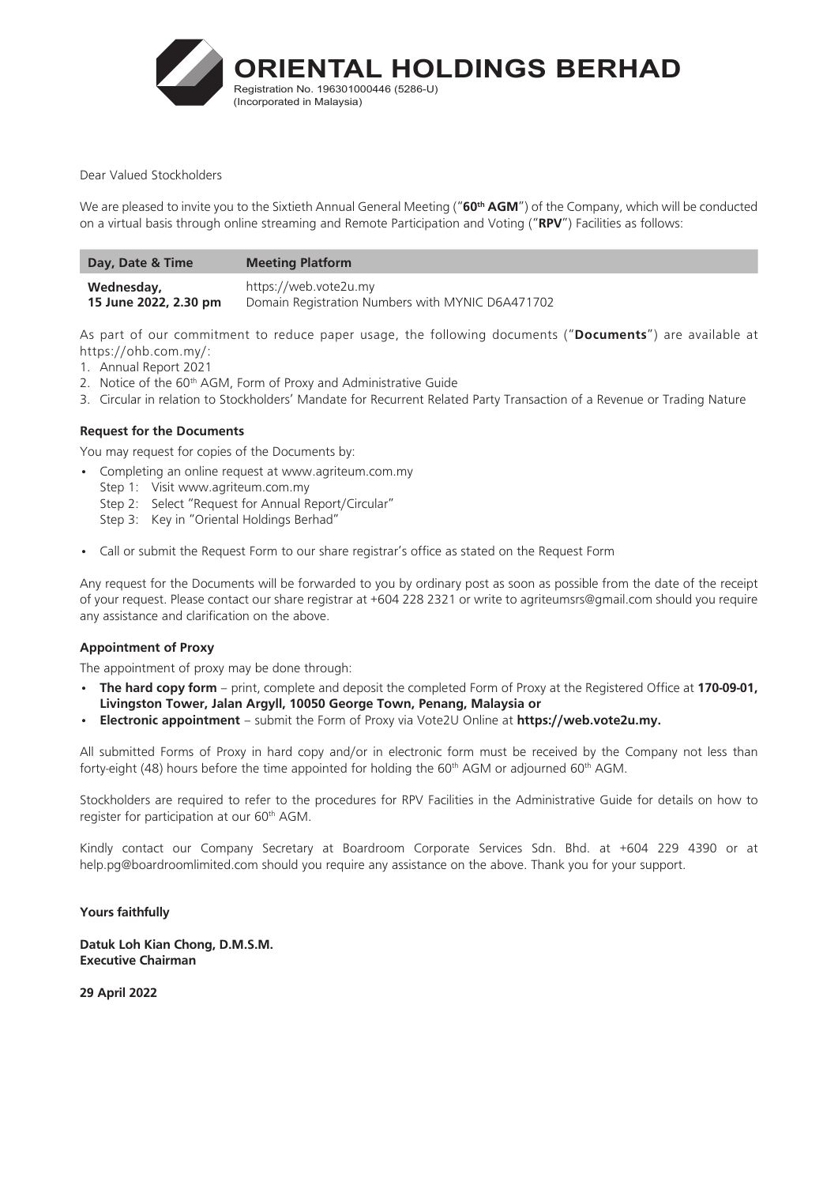# ORIENTAL HOLDINGS BERHAD

Registration No. 196301000446 (5286-U)
(Incorporated in Malaysia)

Dear Valued Stockholders

We are pleased to invite you to the Sixtieth Annual General Meeting ("**60th AGM**") of the Company, which will be conducted on a virtual basis through online streaming and Remote Participation and Voting ("**RPV**") Facilities as follows:

| Day, Date & Time | Meeting Platform |
|---|---|
| **Wednesday, 15 June 2022, 2.30 pm** | https://web.vote2u.my<br>Domain Registration Numbers with MYNIC D6A471702 |

As part of our commitment to reduce paper usage, the following documents ("**Documents**") are available at https://ohb.com.my/:

1. Annual Report 2021
2. Notice of the 60th AGM, Form of Proxy and Administrative Guide
3. Circular in relation to Stockholders' Mandate for Recurrent Related Party Transaction of a Revenue or Trading Nature

**Request for the Documents**

You may request for copies of the Documents by:

- Completing an online request at www.agriteum.com.my
  - Step 1: Visit www.agriteum.com.my
  - Step 2: Select "Request for Annual Report/Circular"
  - Step 3: Key in "Oriental Holdings Berhad"
- Call or submit the Request Form to our share registrar's office as stated on the Request Form

Any request for the Documents will be forwarded to you by ordinary post as soon as possible from the date of the receipt of your request. Please contact our share registrar at +604 228 2321 or write to agriteumsrs@gmail.com should you require any assistance and clarification on the above.

**Appointment of Proxy**

The appointment of proxy may be done through:

- **The hard copy form** – print, complete and deposit the completed Form of Proxy at the Registered Office at **170-09-01, Livingston Tower, Jalan Argyll, 10050 George Town, Penang, Malaysia or**
- **Electronic appointment** – submit the Form of Proxy via Vote2U Online at **https://web.vote2u.my.**

All submitted Forms of Proxy in hard copy and/or in electronic form must be received by the Company not less than forty-eight (48) hours before the time appointed for holding the 60th AGM or adjourned 60th AGM.

Stockholders are required to refer to the procedures for RPV Facilities in the Administrative Guide for details on how to register for participation at our 60th AGM.

Kindly contact our Company Secretary at Boardroom Corporate Services Sdn. Bhd. at +604 229 4390 or at help.pg@boardroomlimited.com should you require any assistance on the above. Thank you for your support.

**Yours faithfully**

**Datuk Loh Kian Chong, D.M.S.M.**
**Executive Chairman**

**29 April 2022**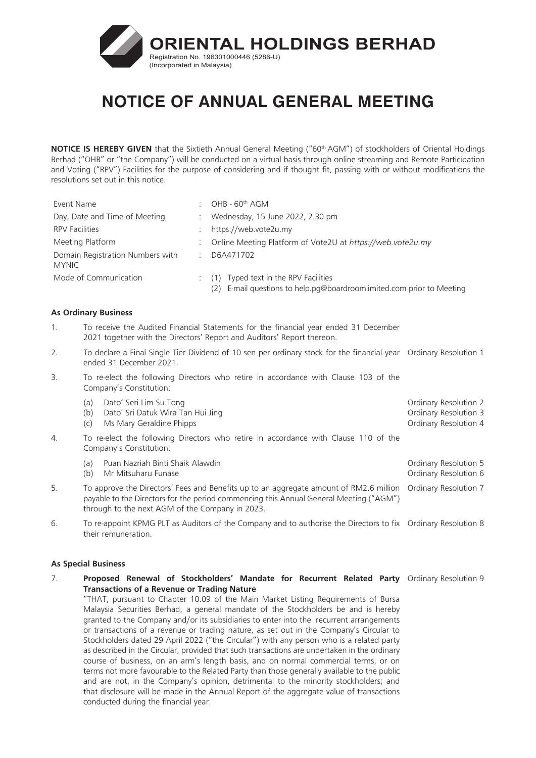# ORIENTAL HOLDINGS BERHAD

Registration No. 196301000446 (5286-U)
(Incorporated in Malaysia)

# NOTICE OF ANNUAL GENERAL MEETING

**NOTICE IS HEREBY GIVEN** that the Sixtieth Annual General Meeting ("60th AGM") of stockholders of Oriental Holdings Berhad ("OHB" or "the Company") will be conducted on a virtual basis through online streaming and Remote Participation and Voting ("RPV") Facilities for the purpose of considering and if thought fit, passing with or without modifications the resolutions set out in this notice.

| | | |
|---|---|---|
| Event Name | : | OHB - 60th AGM |
| Day, Date and Time of Meeting | : | Wednesday, 15 June 2022, 2.30 pm |
| RPV Facilities | : | https://web.vote2u.my |
| Meeting Platform | : | Online Meeting Platform of Vote2U at *https://web.vote2u.my* |
| Domain Registration Numbers with MYNIC | : | D6A471702 |
| Mode of Communication | : | (1) Typed text in the RPV Facilities<br>(2) E-mail questions to help.pg@boardroomlimited.com prior to Meeting |

**As Ordinary Business**

1. To receive the Audited Financial Statements for the financial year ended 31 December 2021 together with the Directors' Report and Auditors' Report thereon.

2. To declare a Final Single Tier Dividend of 10 sen per ordinary stock for the financial year ended 31 December 2021. — Ordinary Resolution 1

3. To re-elect the following Directors who retire in accordance with Clause 103 of the Company's Constitution:
   - (a) Dato' Seri Lim Su Tong — Ordinary Resolution 2
   - (b) Dato' Sri Datuk Wira Tan Hui Jing — Ordinary Resolution 3
   - (c) Ms Mary Geraldine Phipps — Ordinary Resolution 4

4. To re-elect the following Directors who retire in accordance with Clause 110 of the Company's Constitution:
   - (a) Puan Nazriah Binti Shaik Alawdin — Ordinary Resolution 5
   - (b) Mr Mitsuharu Funase — Ordinary Resolution 6

5. To approve the Directors' Fees and Benefits up to an aggregate amount of RM2.6 million payable to the Directors for the period commencing this Annual General Meeting ("AGM") through to the next AGM of the Company in 2023. — Ordinary Resolution 7

6. To re-appoint KPMG PLT as Auditors of the Company and to authorise the Directors to fix their remuneration. — Ordinary Resolution 8

**As Special Business**

7. **Proposed Renewal of Stockholders' Mandate for Recurrent Related Party Transactions of a Revenue or Trading Nature** — Ordinary Resolution 9

   "THAT, pursuant to Chapter 10.09 of the Main Market Listing Requirements of Bursa Malaysia Securities Berhad, a general mandate of the Stockholders be and is hereby granted to the Company and/or its subsidiaries to enter into the recurrent arrangements or transactions of a revenue or trading nature, as set out in the Company's Circular to Stockholders dated 29 April 2022 ("the Circular") with any person who is a related party as described in the Circular, provided that such transactions are undertaken in the ordinary course of business, on an arm's length basis, and on normal commercial terms, or on terms not more favourable to the Related Party than those generally available to the public and are not, in the Company's opinion, detrimental to the minority stockholders; and that disclosure will be made in the Annual Report of the aggregate value of transactions conducted during the financial year.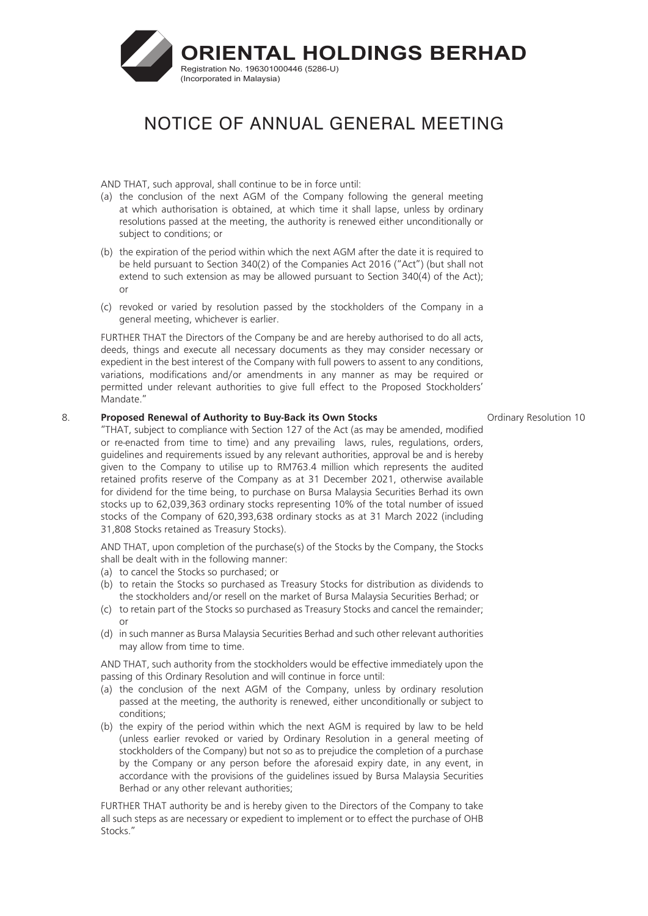AND THAT, such approval, shall continue to be in force until:

(a) the conclusion of the next AGM of the Company following the general meeting at which authorisation is obtained, at which time it shall lapse, unless by ordinary resolutions passed at the meeting, the authority is renewed either unconditionally or subject to conditions; or

(b) the expiration of the period within which the next AGM after the date it is required to be held pursuant to Section 340(2) of the Companies Act 2016 ("Act") (but shall not extend to such extension as may be allowed pursuant to Section 340(4) of the Act); or

(c) revoked or varied by resolution passed by the stockholders of the Company in a general meeting, whichever is earlier.

FURTHER THAT the Directors of the Company be and are hereby authorised to do all acts, deeds, things and execute all necessary documents as they may consider necessary or expedient in the best interest of the Company with full powers to assent to any conditions, variations, modifications and/or amendments in any manner as may be required or permitted under relevant authorities to give full effect to the Proposed Stockholders' Mandate."

8. **Proposed Renewal of Authority to Buy-Back its Own Stocks** — Ordinary Resolution 10

"THAT, subject to compliance with Section 127 of the Act (as may be amended, modified or re-enacted from time to time) and any prevailing laws, rules, regulations, orders, guidelines and requirements issued by any relevant authorities, approval be and is hereby given to the Company to utilise up to RM763.4 million which represents the audited retained profits reserve of the Company as at 31 December 2021, otherwise available for dividend for the time being, to purchase on Bursa Malaysia Securities Berhad its own stocks up to 62,039,363 ordinary stocks representing 10% of the total number of issued stocks of the Company of 620,393,638 ordinary stocks as at 31 March 2022 (including 31,808 Stocks retained as Treasury Stocks).

AND THAT, upon completion of the purchase(s) of the Stocks by the Company, the Stocks shall be dealt with in the following manner:

(a) to cancel the Stocks so purchased; or
(b) to retain the Stocks so purchased as Treasury Stocks for distribution as dividends to the stockholders and/or resell on the market of Bursa Malaysia Securities Berhad; or
(c) to retain part of the Stocks so purchased as Treasury Stocks and cancel the remainder; or
(d) in such manner as Bursa Malaysia Securities Berhad and such other relevant authorities may allow from time to time.

AND THAT, such authority from the stockholders would be effective immediately upon the passing of this Ordinary Resolution and will continue in force until:

(a) the conclusion of the next AGM of the Company, unless by ordinary resolution passed at the meeting, the authority is renewed, either unconditionally or subject to conditions;
(b) the expiry of the period within which the next AGM is required by law to be held (unless earlier revoked or varied by Ordinary Resolution in a general meeting of stockholders of the Company) but not so as to prejudice the completion of a purchase by the Company or any person before the aforesaid expiry date, in any event, in accordance with the provisions of the guidelines issued by Bursa Malaysia Securities Berhad or any other relevant authorities;

FURTHER THAT authority be and is hereby given to the Directors of the Company to take all such steps as are necessary or expedient to implement or to effect the purchase of OHB Stocks."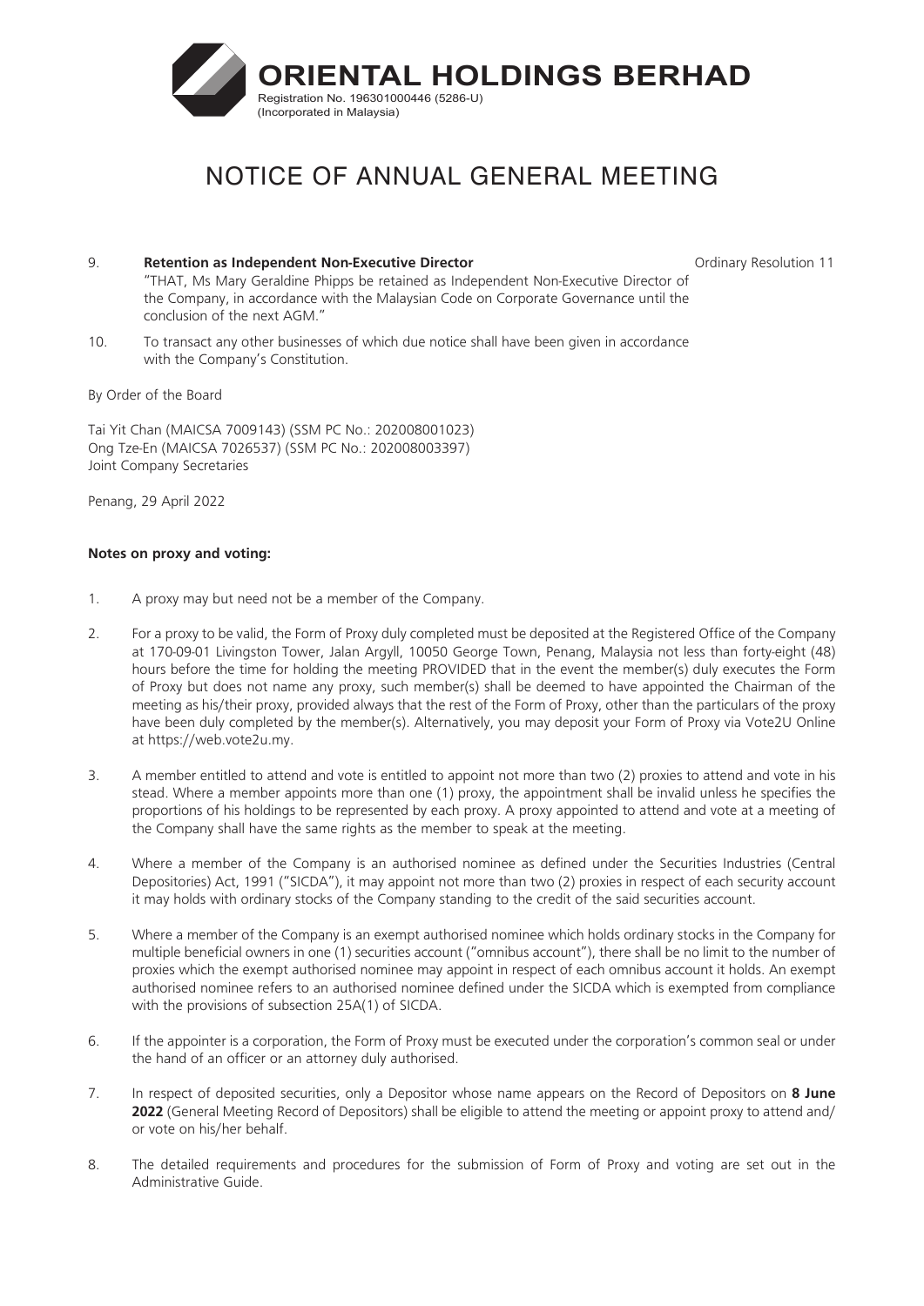# ORIENTAL HOLDINGS BERHAD

Registration No. 196301000446 (5286-U)
(Incorporated in Malaysia)

# NOTICE OF ANNUAL GENERAL MEETING

9. **Retention as Independent Non-Executive Director** — Ordinary Resolution 11

   "THAT, Ms Mary Geraldine Phipps be retained as Independent Non-Executive Director of the Company, in accordance with the Malaysian Code on Corporate Governance until the conclusion of the next AGM."

10. To transact any other businesses of which due notice shall have been given in accordance with the Company's Constitution.

By Order of the Board

Tai Yit Chan (MAICSA 7009143) (SSM PC No.: 202008001023)
Ong Tze-En (MAICSA 7026537) (SSM PC No.: 202008003397)
Joint Company Secretaries

Penang, 29 April 2022

**Notes on proxy and voting:**

1. A proxy may but need not be a member of the Company.

2. For a proxy to be valid, the Form of Proxy duly completed must be deposited at the Registered Office of the Company at 170-09-01 Livingston Tower, Jalan Argyll, 10050 George Town, Penang, Malaysia not less than forty-eight (48) hours before the time for holding the meeting PROVIDED that in the event the member(s) duly executes the Form of Proxy but does not name any proxy, such member(s) shall be deemed to have appointed the Chairman of the meeting as his/their proxy, provided always that the rest of the Form of Proxy, other than the particulars of the proxy have been duly completed by the member(s). Alternatively, you may deposit your Form of Proxy via Vote2U Online at https://web.vote2u.my.

3. A member entitled to attend and vote is entitled to appoint not more than two (2) proxies to attend and vote in his stead. Where a member appoints more than one (1) proxy, the appointment shall be invalid unless he specifies the proportions of his holdings to be represented by each proxy. A proxy appointed to attend and vote at a meeting of the Company shall have the same rights as the member to speak at the meeting.

4. Where a member of the Company is an authorised nominee as defined under the Securities Industries (Central Depositories) Act, 1991 ("SICDA"), it may appoint not more than two (2) proxies in respect of each security account it may holds with ordinary stocks of the Company standing to the credit of the said securities account.

5. Where a member of the Company is an exempt authorised nominee which holds ordinary stocks in the Company for multiple beneficial owners in one (1) securities account ("omnibus account"), there shall be no limit to the number of proxies which the exempt authorised nominee may appoint in respect of each omnibus account it holds. An exempt authorised nominee refers to an authorised nominee defined under the SICDA which is exempted from compliance with the provisions of subsection 25A(1) of SICDA.

6. If the appointer is a corporation, the Form of Proxy must be executed under the corporation's common seal or under the hand of an officer or an attorney duly authorised.

7. In respect of deposited securities, only a Depositor whose name appears on the Record of Depositors on **8 June 2022** (General Meeting Record of Depositors) shall be eligible to attend the meeting or appoint proxy to attend and/or vote on his/her behalf.

8. The detailed requirements and procedures for the submission of Form of Proxy and voting are set out in the Administrative Guide.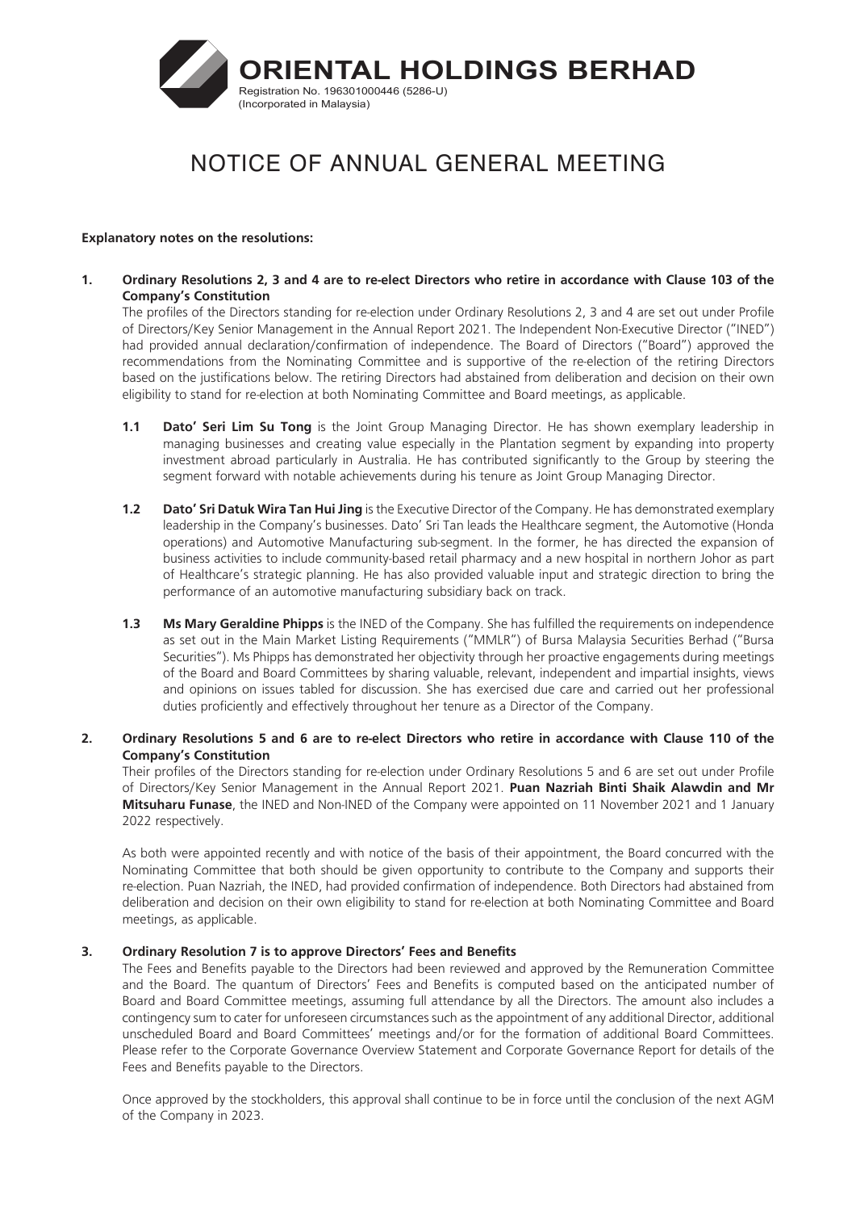# ORIENTAL HOLDINGS BERHAD

Registration No. 196301000446 (5286-U)
(Incorporated in Malaysia)

# NOTICE OF ANNUAL GENERAL MEETING

**Explanatory notes on the resolutions:**

**1. Ordinary Resolutions 2, 3 and 4 are to re-elect Directors who retire in accordance with Clause 103 of the Company's Constitution**

The profiles of the Directors standing for re-election under Ordinary Resolutions 2, 3 and 4 are set out under Profile of Directors/Key Senior Management in the Annual Report 2021. The Independent Non-Executive Director ("INED") had provided annual declaration/confirmation of independence. The Board of Directors ("Board") approved the recommendations from the Nominating Committee and is supportive of the re-election of the retiring Directors based on the justifications below. The retiring Directors had abstained from deliberation and decision on their own eligibility to stand for re-election at both Nominating Committee and Board meetings, as applicable.

**1.1 Dato' Seri Lim Su Tong** is the Joint Group Managing Director. He has shown exemplary leadership in managing businesses and creating value especially in the Plantation segment by expanding into property investment abroad particularly in Australia. He has contributed significantly to the Group by steering the segment forward with notable achievements during his tenure as Joint Group Managing Director.

**1.2 Dato' Sri Datuk Wira Tan Hui Jing** is the Executive Director of the Company. He has demonstrated exemplary leadership in the Company's businesses. Dato' Sri Tan leads the Healthcare segment, the Automotive (Honda operations) and Automotive Manufacturing sub-segment. In the former, he has directed the expansion of business activities to include community-based retail pharmacy and a new hospital in northern Johor as part of Healthcare's strategic planning. He has also provided valuable input and strategic direction to bring the performance of an automotive manufacturing subsidiary back on track.

**1.3 Ms Mary Geraldine Phipps** is the INED of the Company. She has fulfilled the requirements on independence as set out in the Main Market Listing Requirements ("MMLR") of Bursa Malaysia Securities Berhad ("Bursa Securities"). Ms Phipps has demonstrated her objectivity through her proactive engagements during meetings of the Board and Board Committees by sharing valuable, relevant, independent and impartial insights, views and opinions on issues tabled for discussion. She has exercised due care and carried out her professional duties proficiently and effectively throughout her tenure as a Director of the Company.

**2. Ordinary Resolutions 5 and 6 are to re-elect Directors who retire in accordance with Clause 110 of the Company's Constitution**

Their profiles of the Directors standing for re-election under Ordinary Resolutions 5 and 6 are set out under Profile of Directors/Key Senior Management in the Annual Report 2021. **Puan Nazriah Binti Shaik Alawdin and Mr Mitsuharu Funase**, the INED and Non-INED of the Company were appointed on 11 November 2021 and 1 January 2022 respectively.

As both were appointed recently and with notice of the basis of their appointment, the Board concurred with the Nominating Committee that both should be given opportunity to contribute to the Company and supports their re-election. Puan Nazriah, the INED, had provided confirmation of independence. Both Directors had abstained from deliberation and decision on their own eligibility to stand for re-election at both Nominating Committee and Board meetings, as applicable.

**3. Ordinary Resolution 7 is to approve Directors' Fees and Benefits**

The Fees and Benefits payable to the Directors had been reviewed and approved by the Remuneration Committee and the Board. The quantum of Directors' Fees and Benefits is computed based on the anticipated number of Board and Board Committee meetings, assuming full attendance by all the Directors. The amount also includes a contingency sum to cater for unforeseen circumstances such as the appointment of any additional Director, additional unscheduled Board and Board Committees' meetings and/or for the formation of additional Board Committees. Please refer to the Corporate Governance Overview Statement and Corporate Governance Report for details of the Fees and Benefits payable to the Directors.

Once approved by the stockholders, this approval shall continue to be in force until the conclusion of the next AGM of the Company in 2023.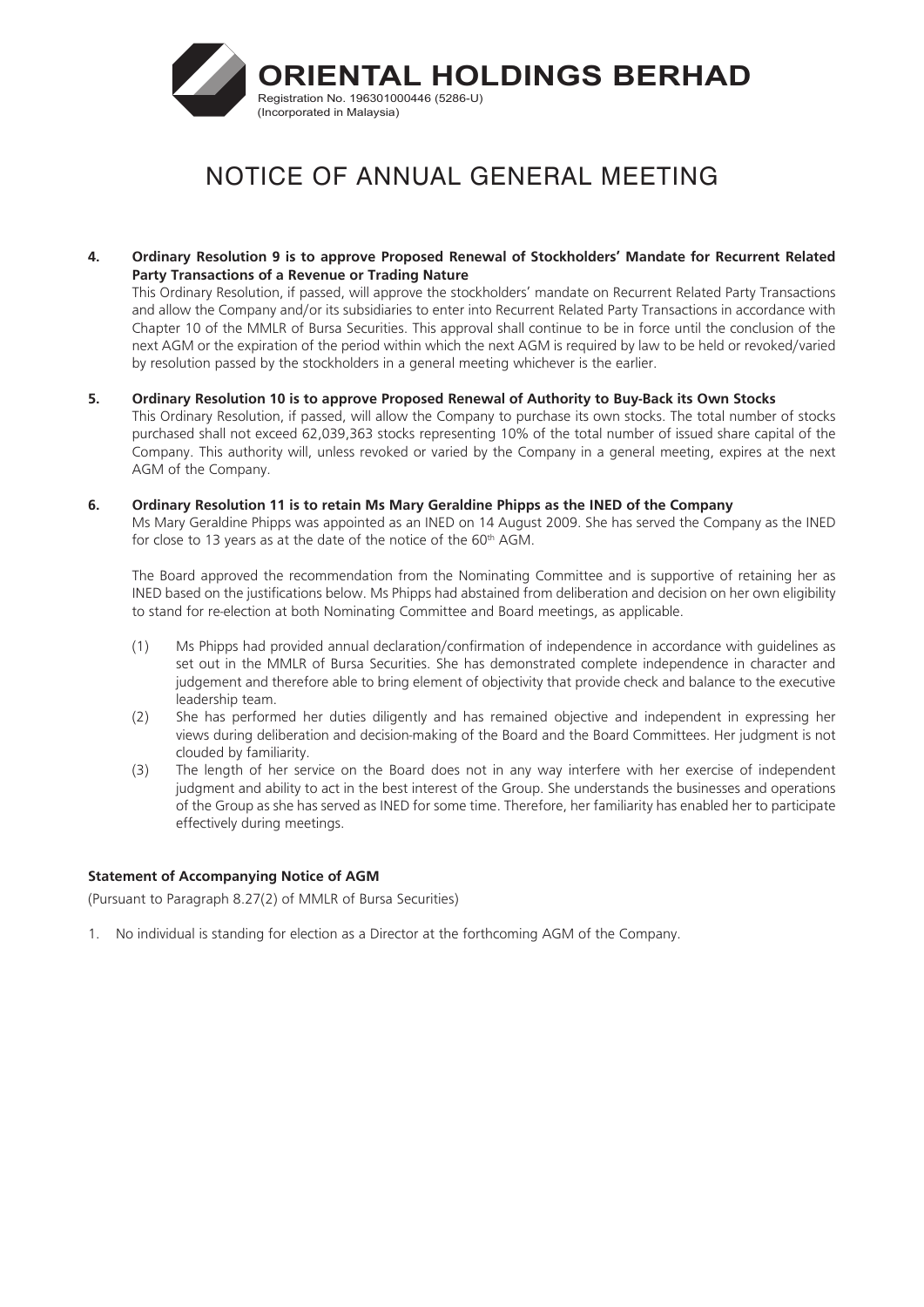**ORIENTAL HOLDINGS BERHAD**
Registration No. 196301000446 (5286-U)
(Incorporated in Malaysia)

# NOTICE OF ANNUAL GENERAL MEETING

4. **Ordinary Resolution 9 is to approve Proposed Renewal of Stockholders' Mandate for Recurrent Related Party Transactions of a Revenue or Trading Nature**

   This Ordinary Resolution, if passed, will approve the stockholders' mandate on Recurrent Related Party Transactions and allow the Company and/or its subsidiaries to enter into Recurrent Related Party Transactions in accordance with Chapter 10 of the MMLR of Bursa Securities. This approval shall continue to be in force until the conclusion of the next AGM or the expiration of the period within which the next AGM is required by law to be held or revoked/varied by resolution passed by the stockholders in a general meeting whichever is the earlier.

5. **Ordinary Resolution 10 is to approve Proposed Renewal of Authority to Buy-Back its Own Stocks**

   This Ordinary Resolution, if passed, will allow the Company to purchase its own stocks. The total number of stocks purchased shall not exceed 62,039,363 stocks representing 10% of the total number of issued share capital of the Company. This authority will, unless revoked or varied by the Company in a general meeting, expires at the next AGM of the Company.

6. **Ordinary Resolution 11 is to retain Ms Mary Geraldine Phipps as the INED of the Company**

   Ms Mary Geraldine Phipps was appointed as an INED on 14 August 2009. She has served the Company as the INED for close to 13 years as at the date of the notice of the 60th AGM.

   The Board approved the recommendation from the Nominating Committee and is supportive of retaining her as INED based on the justifications below. Ms Phipps had abstained from deliberation and decision on her own eligibility to stand for re-election at both Nominating Committee and Board meetings, as applicable.

   (1) Ms Phipps had provided annual declaration/confirmation of independence in accordance with guidelines as set out in the MMLR of Bursa Securities. She has demonstrated complete independence in character and judgement and therefore able to bring element of objectivity that provide check and balance to the executive leadership team.

   (2) She has performed her duties diligently and has remained objective and independent in expressing her views during deliberation and decision-making of the Board and the Board Committees. Her judgment is not clouded by familiarity.

   (3) The length of her service on the Board does not in any way interfere with her exercise of independent judgment and ability to act in the best interest of the Group. She understands the businesses and operations of the Group as she has served as INED for some time. Therefore, her familiarity has enabled her to participate effectively during meetings.

**Statement of Accompanying Notice of AGM**

(Pursuant to Paragraph 8.27(2) of MMLR of Bursa Securities)

1. No individual is standing for election as a Director at the forthcoming AGM of the Company.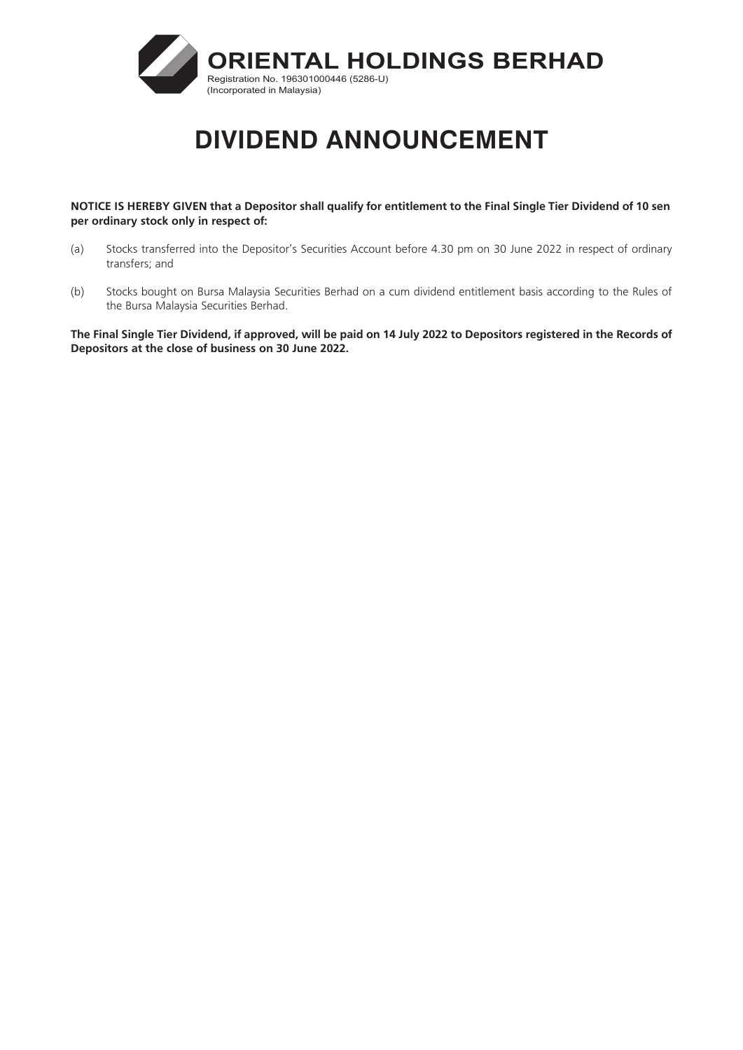**ORIENTAL HOLDINGS BERHAD**
Registration No. 196301000446 (5286-U)
(Incorporated in Malaysia)

# DIVIDEND ANNOUNCEMENT

**NOTICE IS HEREBY GIVEN that a Depositor shall qualify for entitlement to the Final Single Tier Dividend of 10 sen per ordinary stock only in respect of:**

(a) Stocks transferred into the Depositor's Securities Account before 4.30 pm on 30 June 2022 in respect of ordinary transfers; and

(b) Stocks bought on Bursa Malaysia Securities Berhad on a cum dividend entitlement basis according to the Rules of the Bursa Malaysia Securities Berhad.

**The Final Single Tier Dividend, if approved, will be paid on 14 July 2022 to Depositors registered in the Records of Depositors at the close of business on 30 June 2022.**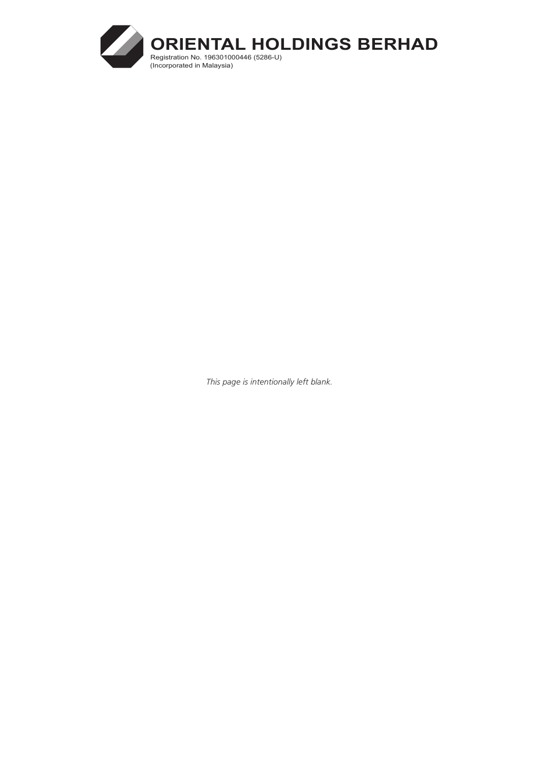# ORIENTAL HOLDINGS BERHAD

Registration No. 196301000446 (5286-U)
(Incorporated in Malaysia)

*This page is intentionally left blank.*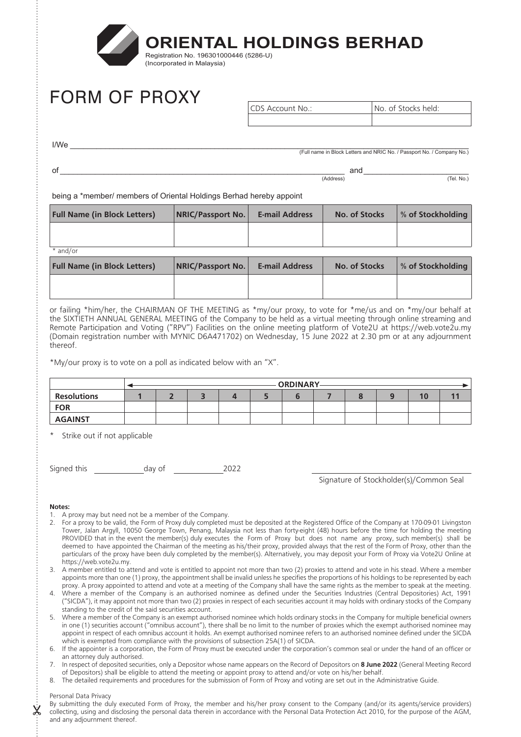# ORIENTAL HOLDINGS BERHAD

Registration No. 196301000446 (5286-U)
(Incorporated in Malaysia)

# FORM OF PROXY

| CDS Account No.: | No. of Stocks held: |
|---|---|
| | |

I/We \_\_\_\_\_\_\_\_\_\_\_\_\_\_\_\_\_\_\_\_\_\_\_\_\_\_\_\_\_\_\_\_\_\_\_\_\_\_\_\_\_\_\_\_\_\_\_\_\_\_\_\_\_\_\_\_\_\_\_\_\_\_
(Full name in Block Letters and NRIC No. / Passport No. / Company No.)

of \_\_\_\_\_\_\_\_\_\_\_\_\_\_\_\_\_\_\_\_\_\_\_\_\_\_\_\_\_\_\_\_\_\_\_\_\_\_\_\_\_\_\_\_\_\_\_\_ and \_\_\_\_\_\_\_\_\_\_\_\_\_\_\_\_\_\_\_\_
(Address) (Tel. No.)

being a *member/ members of Oriental Holdings Berhad hereby appoint

| Full Name (in Block Letters) | NRIC/Passport No. | E-mail Address | No. of Stocks | % of Stockholding |
|---|---|---|---|---|
| | | | | |

* and/or

| Full Name (in Block Letters) | NRIC/Passport No. | E-mail Address | No. of Stocks | % of Stockholding |
|---|---|---|---|---|
| | | | | |

or failing *him/her, the CHAIRMAN OF THE MEETING as *my/our proxy, to vote for *me/us and on *my/our behalf at the SIXTIETH ANNUAL GENERAL MEETING of the Company to be held as a virtual meeting through online streaming and Remote Participation and Voting ("RPV") Facilities on the online meeting platform of Vote2U at https://web.vote2u.my (Domain registration number with MYNIC D6A471702) on Wednesday, 15 June 2022 at 2.30 pm or at any adjournment thereof.

*My/our proxy is to vote on a poll as indicated below with an "X".

| | ORDINARY | | | | | | | | | | |
|---|---|---|---|---|---|---|---|---|---|---|---|
| **Resolutions** | 1 | 2 | 3 | 4 | 5 | 6 | 7 | 8 | 9 | 10 | 11 |
| **FOR** | | | | | | | | | | | |
| **AGAINST** | | | | | | | | | | | |

\* Strike out if not applicable

Signed this \_\_\_\_\_\_\_\_\_\_ day of \_\_\_\_\_\_\_\_\_\_ 2022

\_\_\_\_\_\_\_\_\_\_\_\_\_\_\_\_\_\_\_\_\_\_\_\_\_\_\_\_\_\_\_\_
Signature of Stockholder(s)/Common Seal

**Notes:**

1. A proxy may but need not be a member of the Company.
2. For a proxy to be valid, the Form of Proxy duly completed must be deposited at the Registered Office of the Company at 170-09-01 Livingston Tower, Jalan Argyll, 10050 George Town, Penang, Malaysia not less than forty-eight (48) hours before the time for holding the meeting PROVIDED that in the event the member(s) duly executes the Form of Proxy but does not name any proxy, such member(s) shall be deemed to have appointed the Chairman of the meeting as his/their proxy, provided always that the rest of the Form of Proxy, other than the particulars of the proxy have been duly completed by the member(s). Alternatively, you may deposit your Form of Proxy via Vote2U Online at https://web.vote2u.my.
3. A member entitled to attend and vote is entitled to appoint not more than two (2) proxies to attend and vote in his stead. Where a member appoints more than one (1) proxy, the appointment shall be invalid unless he specifies the proportions of his holdings to be represented by each proxy. A proxy appointed to attend and vote at a meeting of the Company shall have the same rights as the member to speak at the meeting.
4. Where a member of the Company is an authorised nominee as defined under the Securities Industries (Central Depositories) Act, 1991 ("SICDA"), it may appoint not more than two (2) proxies in respect of each securities account it may holds with ordinary stocks of the Company standing to the credit of the said securities account.
5. Where a member of the Company is an exempt authorised nominee which holds ordinary stocks in the Company for multiple beneficial owners in one (1) securities account ("omnibus account"), there shall be no limit to the number of proxies which the exempt authorised nominee may appoint in respect of each omnibus account it holds. An exempt authorised nominee refers to an authorised nominee defined under the SICDA which is exempted from compliance with the provisions of subsection 25A(1) of SICDA.
6. If the appointer is a corporation, the Form of Proxy must be executed under the corporation's common seal or under the hand of an officer or an attorney duly authorised.
7. In respect of deposited securities, only a Depositor whose name appears on the Record of Depositors on **8 June 2022** (General Meeting Record of Depositors) shall be eligible to attend the meeting or appoint proxy to attend and/or vote on his/her behalf.
8. The detailed requirements and procedures for the submission of Form of Proxy and voting are set out in the Administrative Guide.

Personal Data Privacy

By submitting the duly executed Form of Proxy, the member and his/her proxy consent to the Company (and/or its agents/service providers) collecting, using and disclosing the personal data therein in accordance with the Personal Data Protection Act 2010, for the purpose of the AGM, and any adjournment thereof.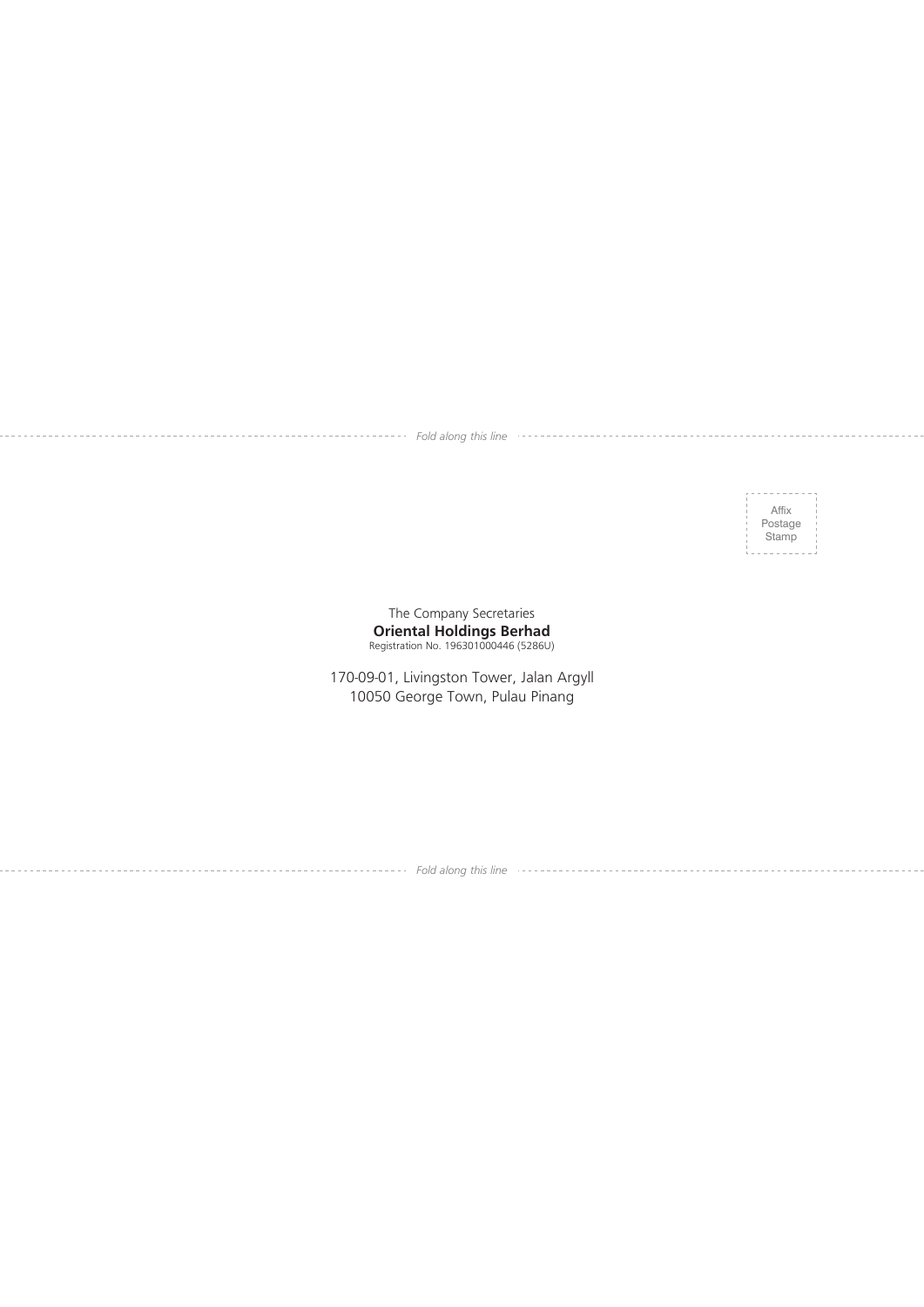Fold along this line

Affix
Postage
Stamp

The Company Secretaries
**Oriental Holdings Berhad**
Registration No. 196301000446 (5286U)

170-09-01, Livingston Tower, Jalan Argyll
10050 George Town, Pulau Pinang

Fold along this line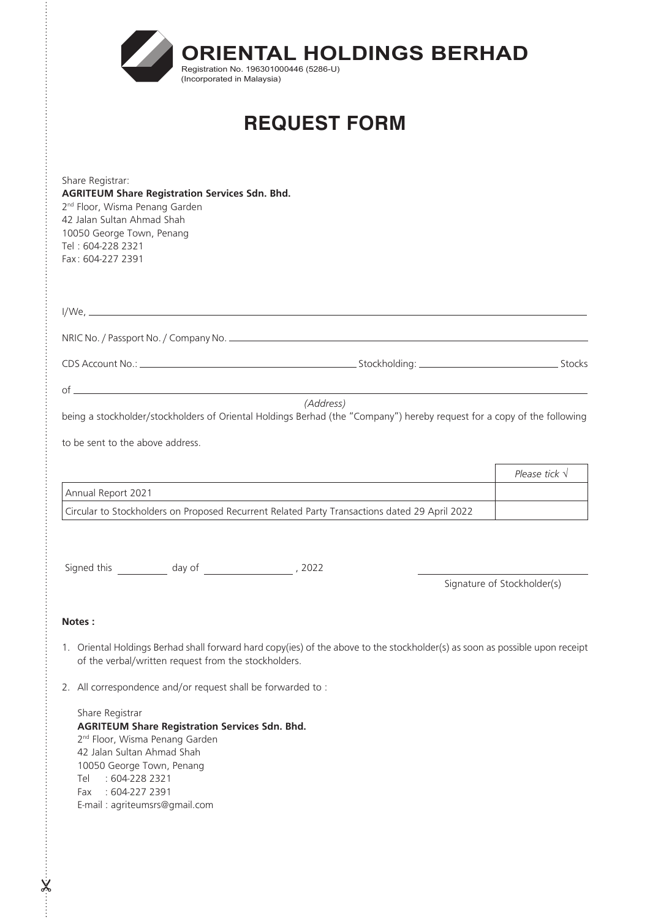# ORIENTAL HOLDINGS BERHAD

Registration No. 196301000446 (5286-U)
(Incorporated in Malaysia)

# REQUEST FORM

Share Registrar:
**AGRITEUM Share Registration Services Sdn. Bhd.**
2nd Floor, Wisma Penang Garden
42 Jalan Sultan Ahmad Shah
10050 George Town, Penang
Tel : 604-228 2321
Fax : 604-227 2391

I/We, ______________________________________________________________

NRIC No. / Passport No. / Company No. ______________________________________

CDS Account No.: ______________________ Stockholding: ______________________ Stocks

of ______________________________________________________________
*(Address)*

being a stockholder/stockholders of Oriental Holdings Berhad (the "Company") hereby request for a copy of the following to be sent to the above address.

| | *Please tick √* |
|---|---|
| Annual Report 2021 | |
| Circular to Stockholders on Proposed Recurrent Related Party Transactions dated 29 April 2022 | |

Signed this __________ day of ________________ , 2022

______________________________
Signature of Stockholder(s)

**Notes :**

1. Oriental Holdings Berhad shall forward hard copy(ies) of the above to the stockholder(s) as soon as possible upon receipt of the verbal/written request from the stockholders.

2. All correspondence and/or request shall be forwarded to :

   Share Registrar
   **AGRITEUM Share Registration Services Sdn. Bhd.**
   2nd Floor, Wisma Penang Garden
   42 Jalan Sultan Ahmad Shah
   10050 George Town, Penang
   Tel : 604-228 2321
   Fax : 604-227 2391
   E-mail : agriteumsrs@gmail.com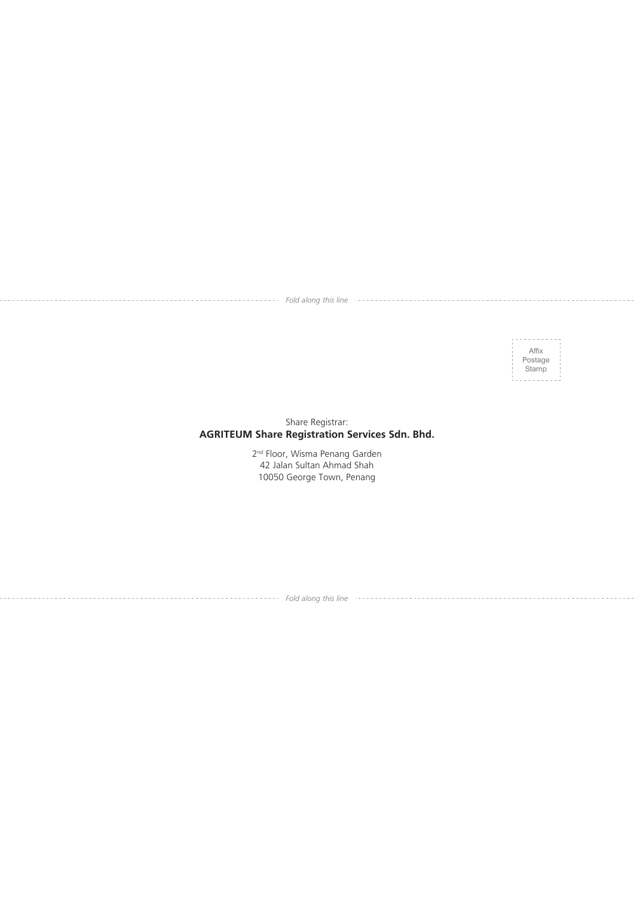*Fold along this line*

Affix
Postage
Stamp

Share Registrar:
**AGRITEUM Share Registration Services Sdn. Bhd.**

2nd Floor, Wisma Penang Garden
42 Jalan Sultan Ahmad Shah
10050 George Town, Penang

*Fold along this line*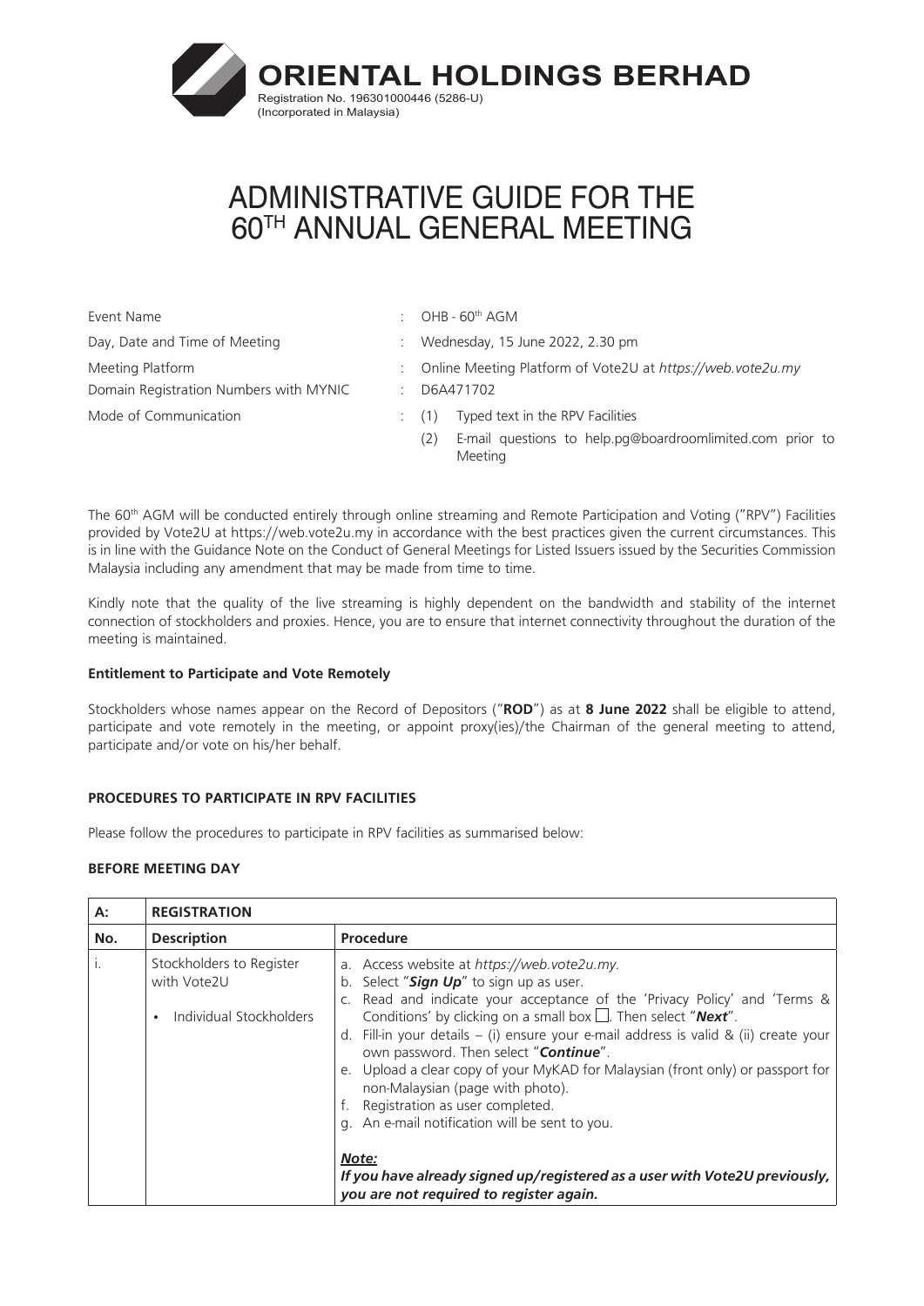# ORIENTAL HOLDINGS BERHAD

Registration No. 196301000446 (5286-U)
(Incorporated in Malaysia)

# ADMINISTRATIVE GUIDE FOR THE 60TH ANNUAL GENERAL MEETING

| | | |
|---|---|---|
| Event Name | : | OHB - 60th AGM |
| Day, Date and Time of Meeting | : | Wednesday, 15 June 2022, 2.30 pm |
| Meeting Platform | : | Online Meeting Platform of Vote2U at *https://web.vote2u.my* |
| Domain Registration Numbers with MYNIC | : | D6A471702 |
| Mode of Communication | : | (1) Typed text in the RPV Facilities<br>(2) E-mail questions to help.pg@boardroomlimited.com prior to Meeting |

The 60th AGM will be conducted entirely through online streaming and Remote Participation and Voting ("RPV") Facilities provided by Vote2U at https://web.vote2u.my in accordance with the best practices given the current circumstances. This is in line with the Guidance Note on the Conduct of General Meetings for Listed Issuers issued by the Securities Commission Malaysia including any amendment that may be made from time to time.

Kindly note that the quality of the live streaming is highly dependent on the bandwidth and stability of the internet connection of stockholders and proxies. Hence, you are to ensure that internet connectivity throughout the duration of the meeting is maintained.

**Entitlement to Participate and Vote Remotely**

Stockholders whose names appear on the Record of Depositors ("**ROD**") as at **8 June 2022** shall be eligible to attend, participate and vote remotely in the meeting, or appoint proxy(ies)/the Chairman of the general meeting to attend, participate and/or vote on his/her behalf.

**PROCEDURES TO PARTICIPATE IN RPV FACILITIES**

Please follow the procedures to participate in RPV facilities as summarised below:

**BEFORE MEETING DAY**

| **A:** | **REGISTRATION** | |
|---|---|---|
| **No.** | **Description** | **Procedure** |
| i. | Stockholders to Register with Vote2U<br>• Individual Stockholders | a. Access website at *https://web.vote2u.my.*<br>b. Select "***Sign Up***" to sign up as user.<br>c. Read and indicate your acceptance of the 'Privacy Policy' and 'Terms & Conditions' by clicking on a small box ☐. Then select "***Next***".<br>d. Fill-in your details – (i) ensure your e-mail address is valid & (ii) create your own password. Then select "***Continue***".<br>e. Upload a clear copy of your MyKAD for Malaysian (front only) or passport for non-Malaysian (page with photo).<br>f. Registration as user completed.<br>g. An e-mail notification will be sent to you.<br><br>***Note:***<br>***If you have already signed up/registered as a user with Vote2U previously, you are not required to register again.*** |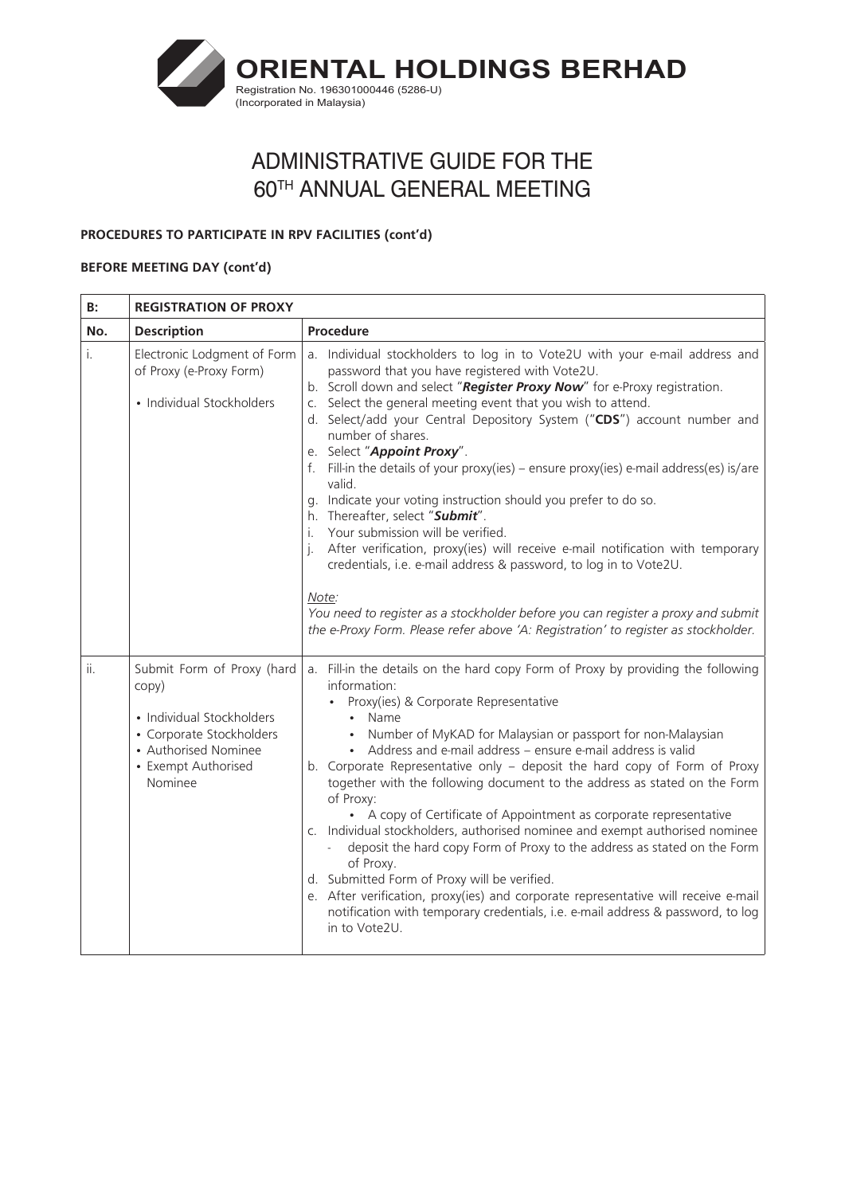# ORIENTAL HOLDINGS BERHAD

Registration No. 196301000446 (5286-U)
(Incorporated in Malaysia)

# ADMINISTRATIVE GUIDE FOR THE 60TH ANNUAL GENERAL MEETING

**PROCEDURES TO PARTICIPATE IN RPV FACILITIES (cont'd)**

**BEFORE MEETING DAY (cont'd)**

| B: | REGISTRATION OF PROXY | |
|---|---|---|
| **No.** | **Description** | **Procedure** |
| i. | Electronic Lodgment of Form of Proxy (e-Proxy Form)<br><br>• Individual Stockholders | a. Individual stockholders to log in to Vote2U with your e-mail address and password that you have registered with Vote2U.<br>b. Scroll down and select "***Register Proxy Now***" for e-Proxy registration.<br>c. Select the general meeting event that you wish to attend.<br>d. Select/add your Central Depository System ("**CDS**") account number and number of shares.<br>e. Select "***Appoint Proxy***".<br>f. Fill-in the details of your proxy(ies) – ensure proxy(ies) e-mail address(es) is/are valid.<br>g. Indicate your voting instruction should you prefer to do so.<br>h. Thereafter, select "***Submit***".<br>i. Your submission will be verified.<br>j. After verification, proxy(ies) will receive e-mail notification with temporary credentials, i.e. e-mail address & password, to log in to Vote2U.<br><br>*Note:*<br>*You need to register as a stockholder before you can register a proxy and submit the e-Proxy Form. Please refer above 'A: Registration' to register as stockholder.* |
| ii. | Submit Form of Proxy (hard copy)<br><br>• Individual Stockholders<br>• Corporate Stockholders<br>• Authorised Nominee<br>• Exempt Authorised Nominee | a. Fill-in the details on the hard copy Form of Proxy by providing the following information:<br>• Proxy(ies) & Corporate Representative<br>&nbsp;&nbsp;• Name<br>&nbsp;&nbsp;• Number of MyKAD for Malaysian or passport for non-Malaysian<br>&nbsp;&nbsp;• Address and e-mail address – ensure e-mail address is valid<br>b. Corporate Representative only – deposit the hard copy of Form of Proxy together with the following document to the address as stated on the Form of Proxy:<br>&nbsp;&nbsp;• A copy of Certificate of Appointment as corporate representative<br>c. Individual stockholders, authorised nominee and exempt authorised nominee<br>&nbsp;&nbsp;- deposit the hard copy Form of Proxy to the address as stated on the Form of Proxy.<br>d. Submitted Form of Proxy will be verified.<br>e. After verification, proxy(ies) and corporate representative will receive e-mail notification with temporary credentials, i.e. e-mail address & password, to log in to Vote2U. |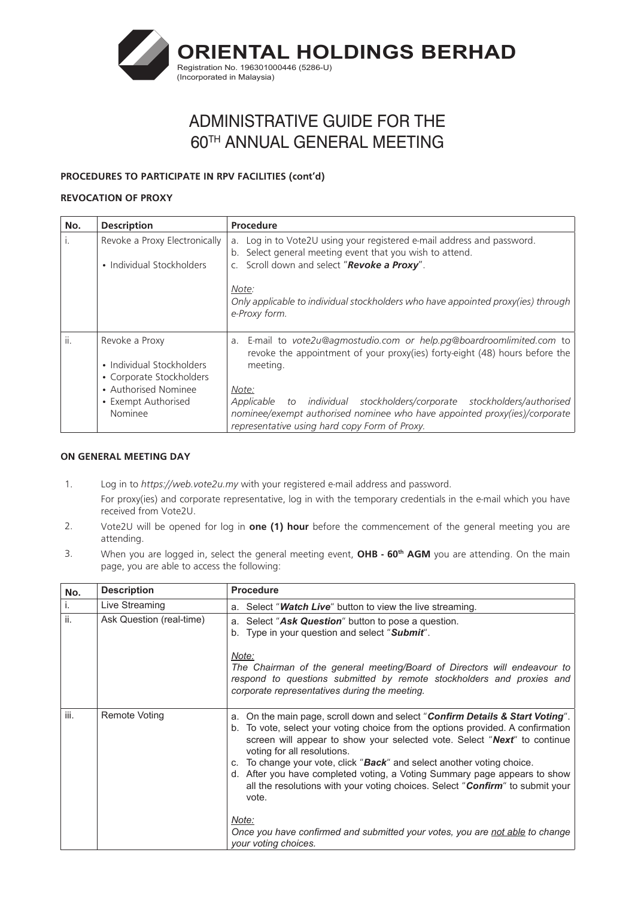# ORIENTAL HOLDINGS BERHAD

Registration No. 196301000446 (5286-U)
(Incorporated in Malaysia)

# ADMINISTRATIVE GUIDE FOR THE 60TH ANNUAL GENERAL MEETING

**PROCEDURES TO PARTICIPATE IN RPV FACILITIES (cont'd)**

**REVOCATION OF PROXY**

| No. | Description | Procedure |
| --- | --- | --- |
| i. | Revoke a Proxy Electronically<br>• Individual Stockholders | a. Log in to Vote2U using your registered e-mail address and password.<br>b. Select general meeting event that you wish to attend.<br>c. Scroll down and select "***Revoke a Proxy***".<br><br>_Note:_<br>*Only applicable to individual stockholders who have appointed proxy(ies) through e-Proxy form.* |
| ii. | Revoke a Proxy<br>• Individual Stockholders<br>• Corporate Stockholders<br>• Authorised Nominee<br>• Exempt Authorised Nominee | a. E-mail to *vote2u@agmostudio.com or help.pg@boardroomlimited.com* to revoke the appointment of your proxy(ies) forty-eight (48) hours before the meeting.<br><br>_Note:_<br>*Applicable to individual stockholders/corporate stockholders/authorised nominee/exempt authorised nominee who have appointed proxy(ies)/corporate representative using hard copy Form of Proxy.* |

**ON GENERAL MEETING DAY**

1. Log in to *https://web.vote2u.my* with your registered e-mail address and password.
   For proxy(ies) and corporate representative, log in with the temporary credentials in the e-mail which you have received from Vote2U.
2. Vote2U will be opened for log in **one (1) hour** before the commencement of the general meeting you are attending.
3. When you are logged in, select the general meeting event, **OHB - 60th AGM** you are attending. On the main page, you are able to access the following:

| No. | Description | Procedure |
| --- | --- | --- |
| i. | Live Streaming | a. Select "***Watch Live***" button to view the live streaming. |
| ii. | Ask Question (real-time) | a. Select "***Ask Question***" button to pose a question.<br>b. Type in your question and select "***Submit***".<br><br>_Note:_<br>*The Chairman of the general meeting/Board of Directors will endeavour to respond to questions submitted by remote stockholders and proxies and corporate representatives during the meeting.* |
| iii. | Remote Voting | a. On the main page, scroll down and select "***Confirm Details & Start Voting***".<br>b. To vote, select your voting choice from the options provided. A confirmation screen will appear to show your selected vote. Select "***Next***" to continue voting for all resolutions.<br>c. To change your vote, click "***Back***" and select another voting choice.<br>d. After you have completed voting, a Voting Summary page appears to show all the resolutions with your voting choices. Select "***Confirm***" to submit your vote.<br><br>_Note:_<br>*Once you have confirmed and submitted your votes, you are <u>not able</u> to change your voting choices.* |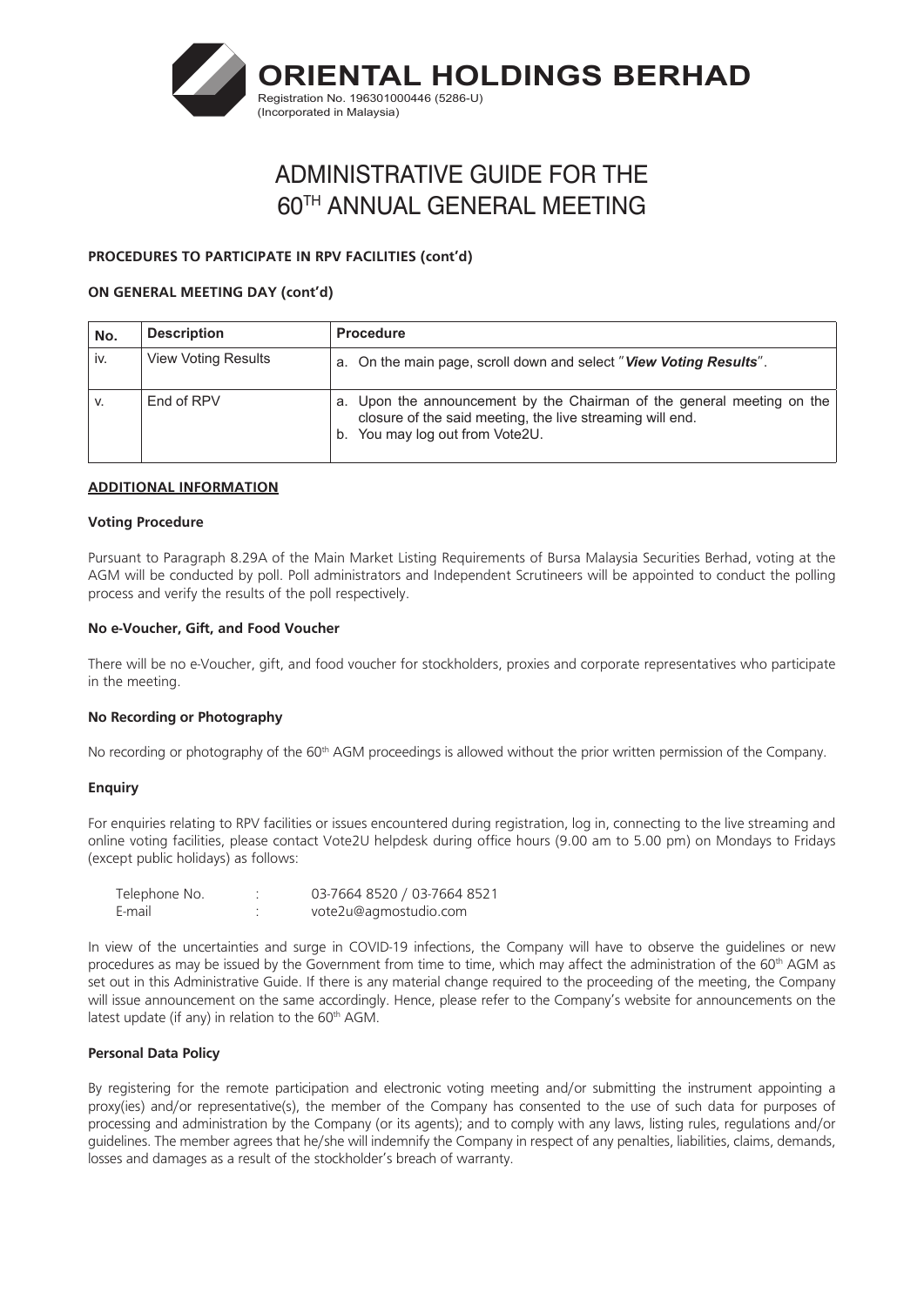# ORIENTAL HOLDINGS BERHAD

Registration No. 196301000446 (5286-U)
(Incorporated in Malaysia)

# ADMINISTRATIVE GUIDE FOR THE 60TH ANNUAL GENERAL MEETING

**PROCEDURES TO PARTICIPATE IN RPV FACILITIES (cont'd)**

**ON GENERAL MEETING DAY (cont'd)**

| No. | Description | Procedure |
|---|---|---|
| iv. | View Voting Results | a. On the main page, scroll down and select "***View Voting Results***". |
| v. | End of RPV | a. Upon the announcement by the Chairman of the general meeting on the closure of the said meeting, the live streaming will end.<br>b. You may log out from Vote2U. |

**ADDITIONAL INFORMATION**

**Voting Procedure**

Pursuant to Paragraph 8.29A of the Main Market Listing Requirements of Bursa Malaysia Securities Berhad, voting at the AGM will be conducted by poll. Poll administrators and Independent Scrutineers will be appointed to conduct the polling process and verify the results of the poll respectively.

**No e-Voucher, Gift, and Food Voucher**

There will be no e-Voucher, gift, and food voucher for stockholders, proxies and corporate representatives who participate in the meeting.

**No Recording or Photography**

No recording or photography of the 60th AGM proceedings is allowed without the prior written permission of the Company.

**Enquiry**

For enquiries relating to RPV facilities or issues encountered during registration, log in, connecting to the live streaming and online voting facilities, please contact Vote2U helpdesk during office hours (9.00 am to 5.00 pm) on Mondays to Fridays (except public holidays) as follows:

| | | |
|---|---|---|
| Telephone No. | : | 03-7664 8520 / 03-7664 8521 |
| E-mail | : | vote2u@agmostudio.com |

In view of the uncertainties and surge in COVID-19 infections, the Company will have to observe the guidelines or new procedures as may be issued by the Government from time to time, which may affect the administration of the 60th AGM as set out in this Administrative Guide. If there is any material change required to the proceeding of the meeting, the Company will issue announcement on the same accordingly. Hence, please refer to the Company's website for announcements on the latest update (if any) in relation to the 60th AGM.

**Personal Data Policy**

By registering for the remote participation and electronic voting meeting and/or submitting the instrument appointing a proxy(ies) and/or representative(s), the member of the Company has consented to the use of such data for purposes of processing and administration by the Company (or its agents); and to comply with any laws, listing rules, regulations and/or guidelines. The member agrees that he/she will indemnify the Company in respect of any penalties, liabilities, claims, demands, losses and damages as a result of the stockholder's breach of warranty.